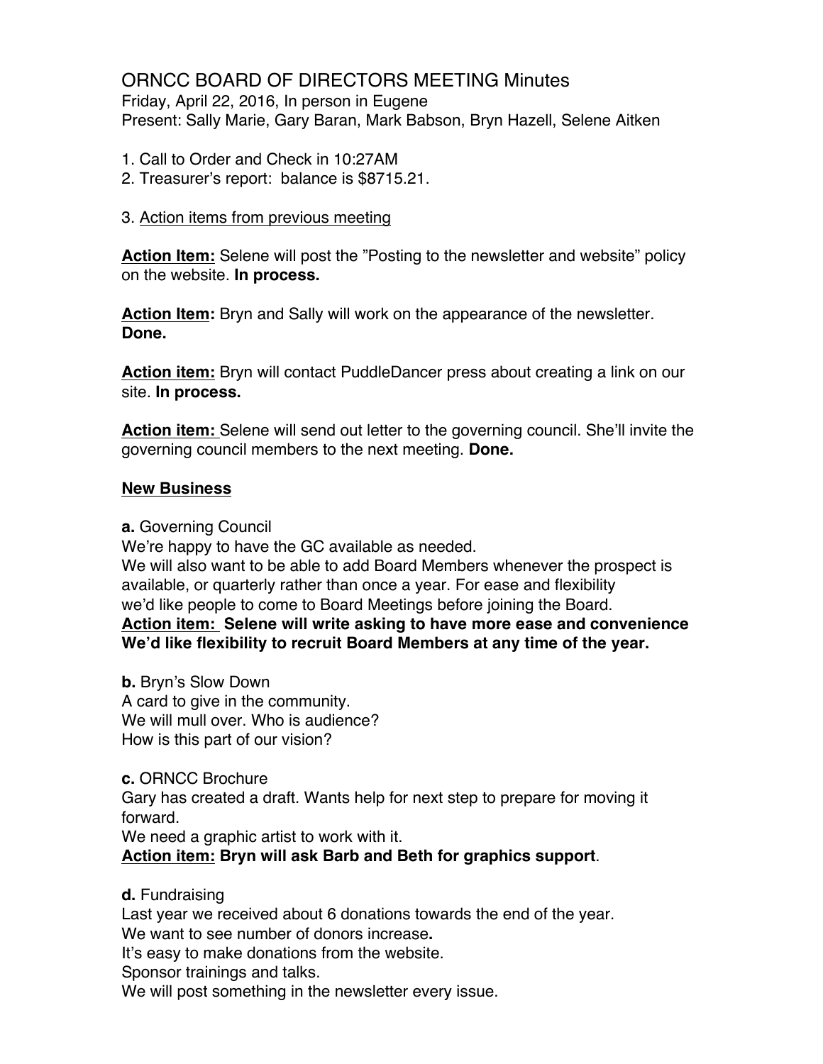# ORNCC BOARD OF DIRECTORS MEETING Minutes

Friday, April 22, 2016, In person in Eugene
Present: Sally Marie, Gary Baran, Mark Babson, Bryn Hazell, Selene Aitken

1. Call to Order and Check in 10:27AM
2. Treasurer's report: balance is $8715.21.

3. Action items from previous meeting

**Action Item:** Selene will post the "Posting to the newsletter and website" policy on the website. **In process.**

**Action Item:** Bryn and Sally will work on the appearance of the newsletter. **Done.**

**Action item:** Bryn will contact PuddleDancer press about creating a link on our site. **In process.**

**Action item:** Selene will send out letter to the governing council. She'll invite the governing council members to the next meeting. **Done.**

**New Business**

**a.** Governing Council
We're happy to have the GC available as needed.
We will also want to be able to add Board Members whenever the prospect is available, or quarterly rather than once a year. For ease and flexibility we'd like people to come to Board Meetings before joining the Board.
**Action item: Selene will write asking to have more ease and convenience We'd like flexibility to recruit Board Members at any time of the year.**

**b.** Bryn's Slow Down
A card to give in the community.
We will mull over. Who is audience?
How is this part of our vision?

**c.** ORNCC Brochure
Gary has created a draft. Wants help for next step to prepare for moving it forward.
We need a graphic artist to work with it.
**Action item: Bryn will ask Barb and Beth for graphics support**.

**d.** Fundraising
Last year we received about 6 donations towards the end of the year.
We want to see number of donors increase**.**
It's easy to make donations from the website.
Sponsor trainings and talks.
We will post something in the newsletter every issue.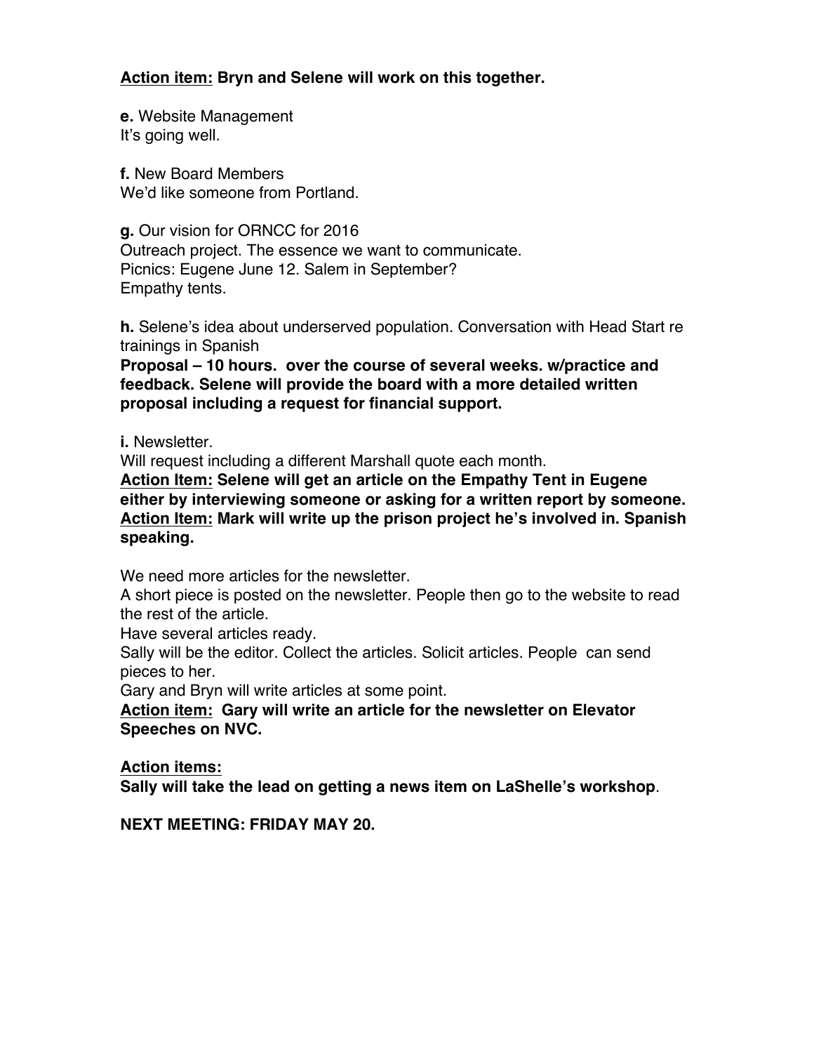<u>**Action item:**</u> **Bryn and Selene will work on this together.**

**e.** Website Management
It's going well.

**f.** New Board Members
We'd like someone from Portland.

**g.** Our vision for ORNCC for 2016
Outreach project. The essence we want to communicate.
Picnics: Eugene June 12. Salem in September?
Empathy tents.

**h.** Selene's idea about underserved population. Conversation with Head Start re trainings in Spanish
**Proposal – 10 hours. over the course of several weeks. w/practice and feedback. Selene will provide the board with a more detailed written proposal including a request for financial support.**

**i.** Newsletter.
Will request including a different Marshall quote each month.
<u>**Action Item:**</u> **Selene will get an article on the Empathy Tent in Eugene either by interviewing someone or asking for a written report by someone.**
<u>**Action Item:**</u> **Mark will write up the prison project he's involved in. Spanish speaking.**

We need more articles for the newsletter.
A short piece is posted on the newsletter. People then go to the website to read the rest of the article.
Have several articles ready.
Sally will be the editor. Collect the articles. Solicit articles. People can send pieces to her.
Gary and Bryn will write articles at some point.
<u>**Action item:**</u> **Gary will write an article for the newsletter on Elevator Speeches on NVC.**

<u>**Action items:**</u>
**Sally will take the lead on getting a news item on LaShelle's workshop**.

**NEXT MEETING: FRIDAY MAY 20.**